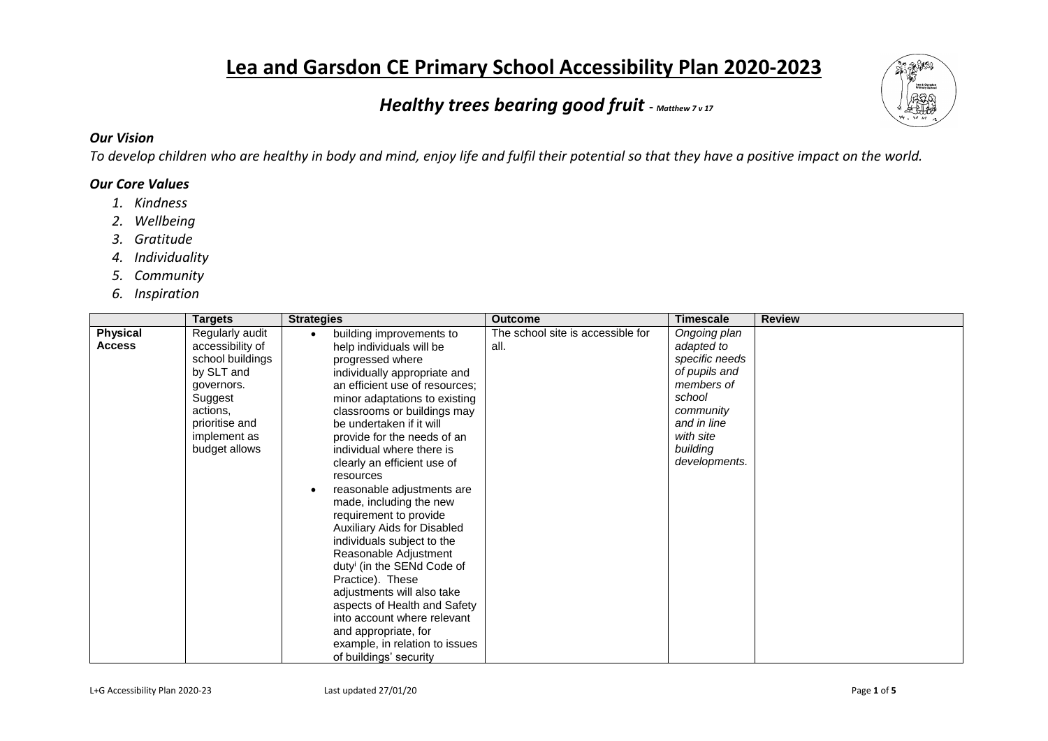# Lea and Garsdon CE Primary School Accessibility Plan 2020-2023

## *Healthy trees bearing good fruit - Matthew 7 v 17*

### *Our Vision*

*To develop children who are healthy in body and mind, enjoy life and fulfil their potential so that they have a positive impact on the world.*

### *Our Core Values*

1. *Kindness*
2. *Wellbeing*
3. *Gratitude*
4. *Individuality*
5. *Community*
6. *Inspiration*

| | Targets | Strategies | Outcome | Timescale | Review |
|---|---|---|---|---|---|
| **Physical Access** | Regularly audit accessibility of school buildings by SLT and governors. Suggest actions, prioritise and implement as budget allows | • building improvements to help individuals will be progressed where individually appropriate and an efficient use of resources; minor adaptations to existing classrooms or buildings may be undertaken if it will provide for the needs of an individual where there is clearly an efficient use of resources<br>• reasonable adjustments are made, including the new requirement to provide Auxiliary Aids for Disabled individuals subject to the Reasonable Adjustment duty[i] (in the SENd Code of Practice). These adjustments will also take aspects of Health and Safety into account where relevant and appropriate, for example, in relation to issues of buildings' security | The school site is accessible for all. | *Ongoing plan adapted to specific needs of pupils and members of school community and in line with site building developments.* | |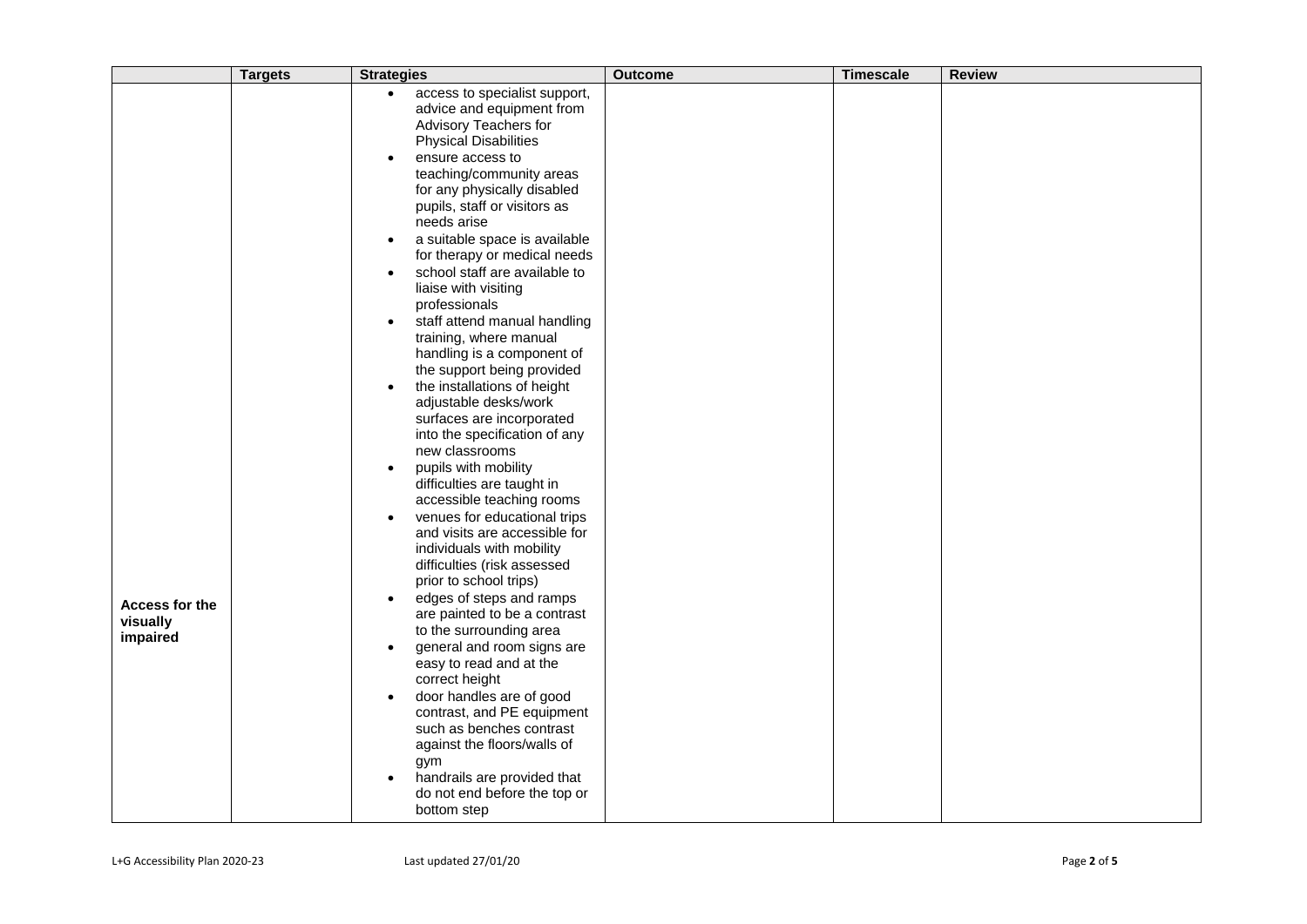| | Targets | Strategies | Outcome | Timescale | Review |
|---|---|---|---|---|---|
| | | • access to specialist support, advice and equipment from Advisory Teachers for Physical Disabilities<br>• ensure access to teaching/community areas for any physically disabled pupils, staff or visitors as needs arise<br>• a suitable space is available for therapy or medical needs<br>• school staff are available to liaise with visiting professionals<br>• staff attend manual handling training, where manual handling is a component of the support being provided<br>• the installations of height adjustable desks/work surfaces are incorporated into the specification of any new classrooms<br>• pupils with mobility difficulties are taught in accessible teaching rooms<br>• venues for educational trips and visits are accessible for individuals with mobility difficulties (risk assessed prior to school trips) | | | |
| **Access for the visually impaired** | | • edges of steps and ramps are painted to be a contrast to the surrounding area<br>• general and room signs are easy to read and at the correct height<br>• door handles are of good contrast, and PE equipment such as benches contrast against the floors/walls of gym<br>• handrails are provided that do not end before the top or bottom step | | | |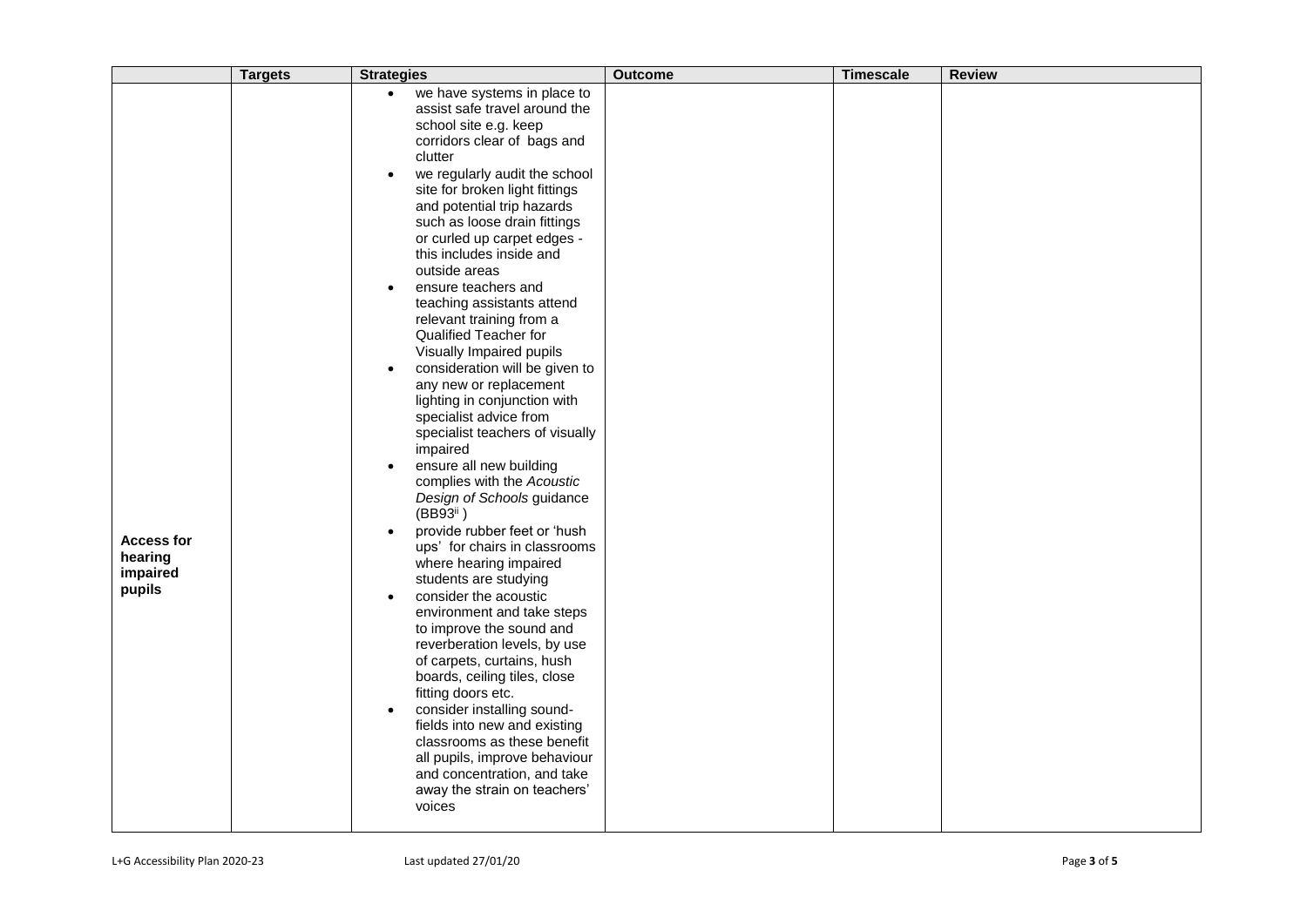| | Targets | Strategies | Outcome | Timescale | Review |
|---|---|---|---|---|---|
| **Access for hearing impaired pupils** | | • we have systems in place to assist safe travel around the school site e.g. keep corridors clear of bags and clutter<br>• we regularly audit the school site for broken light fittings and potential trip hazards such as loose drain fittings or curled up carpet edges - this includes inside and outside areas<br>• ensure teachers and teaching assistants attend relevant training from a Qualified Teacher for Visually Impaired pupils<br>• consideration will be given to any new or replacement lighting in conjunction with specialist advice from specialist teachers of visually impaired<br>• ensure all new building complies with the *Acoustic Design of Schools* guidance (BB93[ii] )<br>• provide rubber feet or 'hush ups' for chairs in classrooms where hearing impaired students are studying<br>• consider the acoustic environment and take steps to improve the sound and reverberation levels, by use of carpets, curtains, hush boards, ceiling tiles, close fitting doors etc.<br>• consider installing sound-fields into new and existing classrooms as these benefit all pupils, improve behaviour and concentration, and take away the strain on teachers' voices | | | |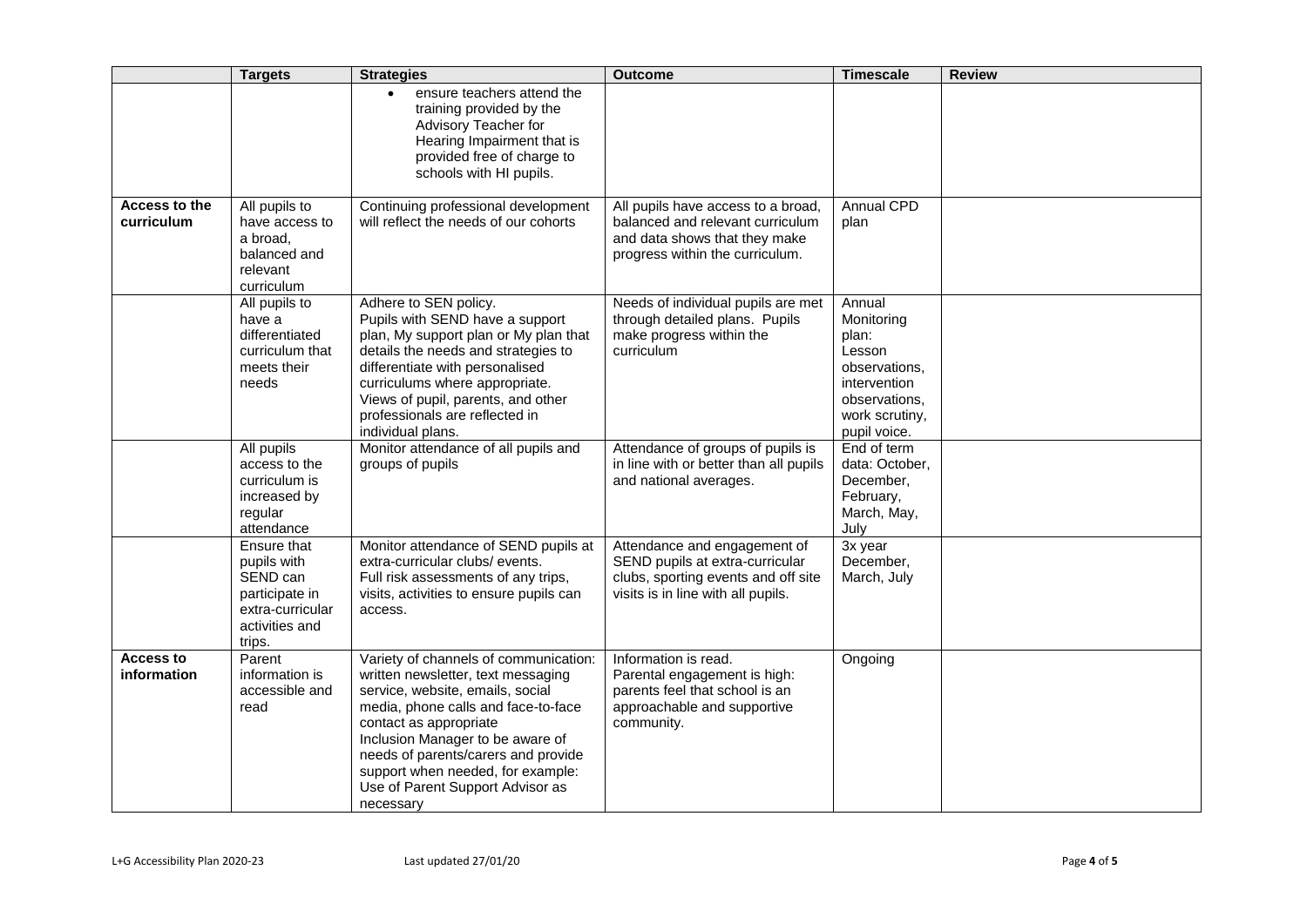| | Targets | Strategies | Outcome | Timescale | Review |
|---|---|---|---|---|---|
| | | • ensure teachers attend the training provided by the Advisory Teacher for Hearing Impairment that is provided free of charge to schools with HI pupils. | | | |
| **Access to the curriculum** | All pupils to have access to a broad, balanced and relevant curriculum | Continuing professional development will reflect the needs of our cohorts | All pupils have access to a broad, balanced and relevant curriculum and data shows that they make progress within the curriculum. | Annual CPD plan | |
| | All pupils to have a differentiated curriculum that meets their needs | Adhere to SEN policy.<br>Pupils with SEND have a support plan, My support plan or My plan that details the needs and strategies to differentiate with personalised curriculums where appropriate.<br>Views of pupil, parents, and other professionals are reflected in individual plans. | Needs of individual pupils are met through detailed plans. Pupils make progress within the curriculum | Annual Monitoring plan: Lesson observations, intervention observations, work scrutiny, pupil voice. | |
| | All pupils access to the curriculum is increased by regular attendance | Monitor attendance of all pupils and groups of pupils | Attendance of groups of pupils is in line with or better than all pupils and national averages. | End of term data: October, December, February, March, May, July | |
| | Ensure that pupils with SEND can participate in extra-curricular activities and trips. | Monitor attendance of SEND pupils at extra-curricular clubs/ events.<br>Full risk assessments of any trips, visits, activities to ensure pupils can access. | Attendance and engagement of SEND pupils at extra-curricular clubs, sporting events and off site visits is in line with all pupils. | 3x year December, March, July | |
| **Access to information** | Parent information is accessible and read | Variety of channels of communication: written newsletter, text messaging service, website, emails, social media, phone calls and face-to-face contact as appropriate<br>Inclusion Manager to be aware of needs of parents/carers and provide support when needed, for example: Use of Parent Support Advisor as necessary | Information is read.<br>Parental engagement is high: parents feel that school is an approachable and supportive community. | Ongoing | |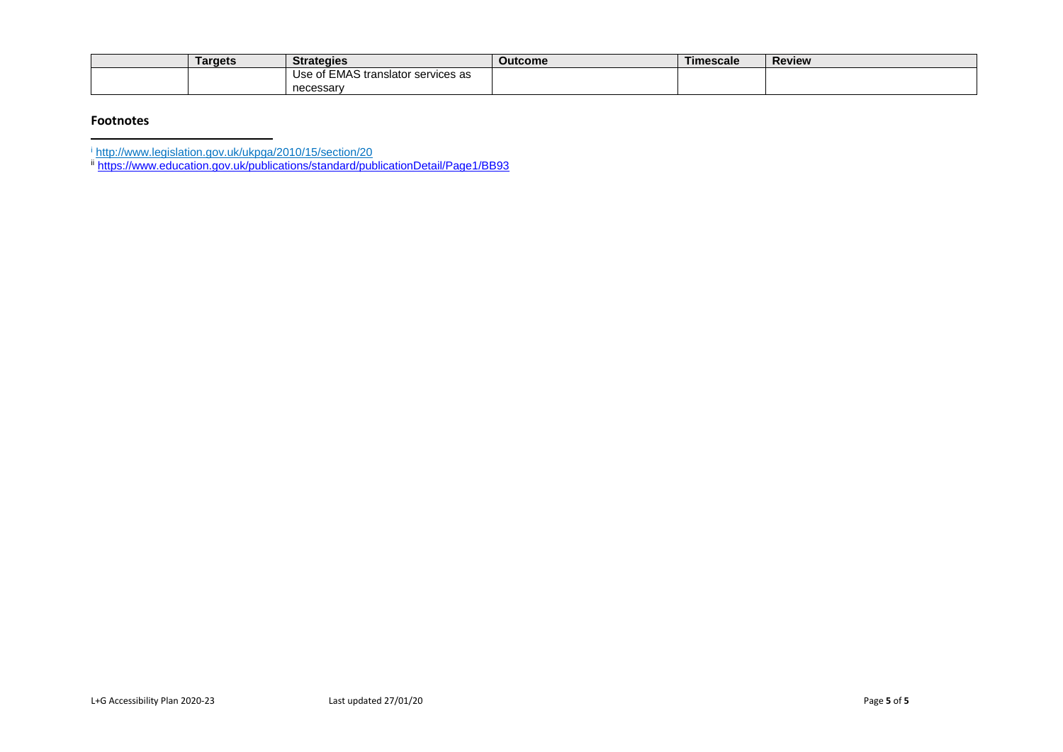| | Targets | Strategies | Outcome | Timescale | Review |
|---|---|---|---|---|---|
| | | Use of EMAS translator services as necessary | | | |

**Footnotes**

[i] http://www.legislation.gov.uk/ukpga/2010/15/section/20

[ii] https://www.education.gov.uk/publications/standard/publicationDetail/Page1/BB93